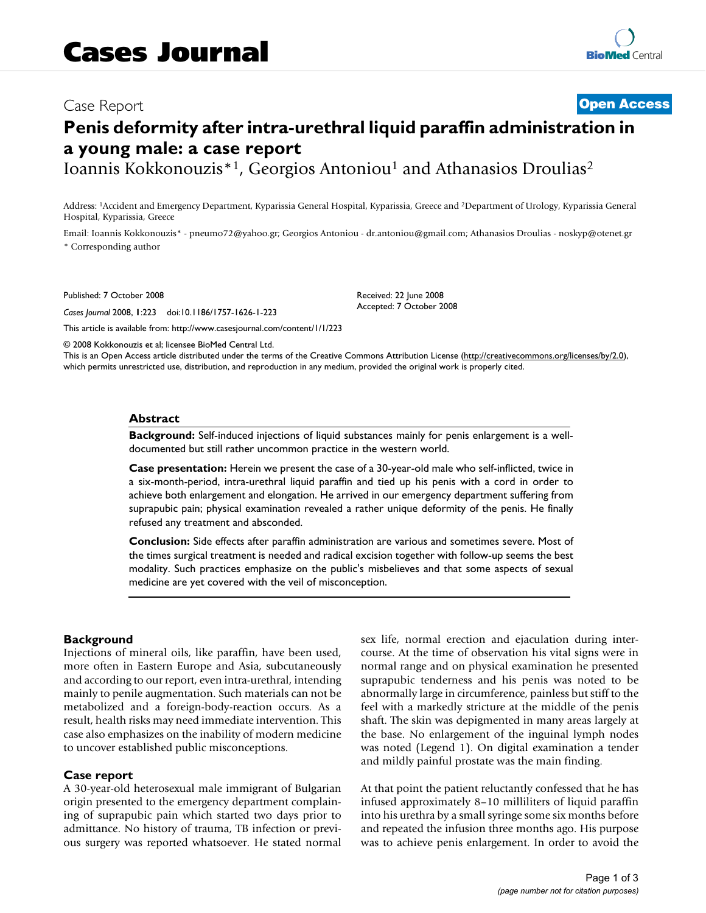# Cases Journal

Case Report

**Open Access**

# Penis deformity after intra-urethral liquid paraffin administration in a young male: a case report

Ioannis Kokkonouzis*[1], Georgios Antoniou[1] and Athanasios Droulias[2]

Address: [1]Accident and Emergency Department, Kyparissia General Hospital, Kyparissia, Greece and [2]Department of Urology, Kyparissia General Hospital, Kyparissia, Greece

Email: Ioannis Kokkonouzis* - pneumo72@yahoo.gr; Georgios Antoniou - dr.antoniou@gmail.com; Athanasios Droulias - noskyp@otenet.gr

* Corresponding author

Published: 7 October 2008

*Cases Journal* 2008, **1**:223 doi:10.1186/1757-1626-1-223

Received: 22 June 2008
Accepted: 7 October 2008

This article is available from: http://www.casesjournal.com/content/1/1/223

© 2008 Kokkonouzis et al; licensee BioMed Central Ltd.
This is an Open Access article distributed under the terms of the Creative Commons Attribution License (http://creativecommons.org/licenses/by/2.0), which permits unrestricted use, distribution, and reproduction in any medium, provided the original work is properly cited.

## Abstract

**Background:** Self-induced injections of liquid substances mainly for penis enlargement is a well-documented but still rather uncommon practice in the western world.

**Case presentation:** Herein we present the case of a 30-year-old male who self-inflicted, twice in a six-month-period, intra-urethral liquid paraffin and tied up his penis with a cord in order to achieve both enlargement and elongation. He arrived in our emergency department suffering from suprapubic pain; physical examination revealed a rather unique deformity of the penis. He finally refused any treatment and absconded.

**Conclusion:** Side effects after paraffin administration are various and sometimes severe. Most of the times surgical treatment is needed and radical excision together with follow-up seems the best modality. Such practices emphasize on the public's misbelieves and that some aspects of sexual medicine are yet covered with the veil of misconception.

## Background

Injections of mineral oils, like paraffin, have been used, more often in Eastern Europe and Asia, subcutaneously and according to our report, even intra-urethral, intending mainly to penile augmentation. Such materials can not be metabolized and a foreign-body-reaction occurs. As a result, health risks may need immediate intervention. This case also emphasizes on the inability of modern medicine to uncover established public misconceptions.

## Case report

A 30-year-old heterosexual male immigrant of Bulgarian origin presented to the emergency department complaining of suprapubic pain which started two days prior to admittance. No history of trauma, TB infection or previous surgery was reported whatsoever. He stated normal sex life, normal erection and ejaculation during intercourse. At the time of observation his vital signs were in normal range and on physical examination he presented suprapubic tenderness and his penis was noted to be abnormally large in circumference, painless but stiff to the feel with a markedly stricture at the middle of the penis shaft. The skin was depigmented in many areas largely at the base. No enlargement of the inguinal lymph nodes was noted (Legend 1). On digital examination a tender and mildly painful prostate was the main finding.

At that point the patient reluctantly confessed that he has infused approximately 8–10 milliliters of liquid paraffin into his urethra by a small syringe some six months before and repeated the infusion three months ago. His purpose was to achieve penis enlargement. In order to avoid the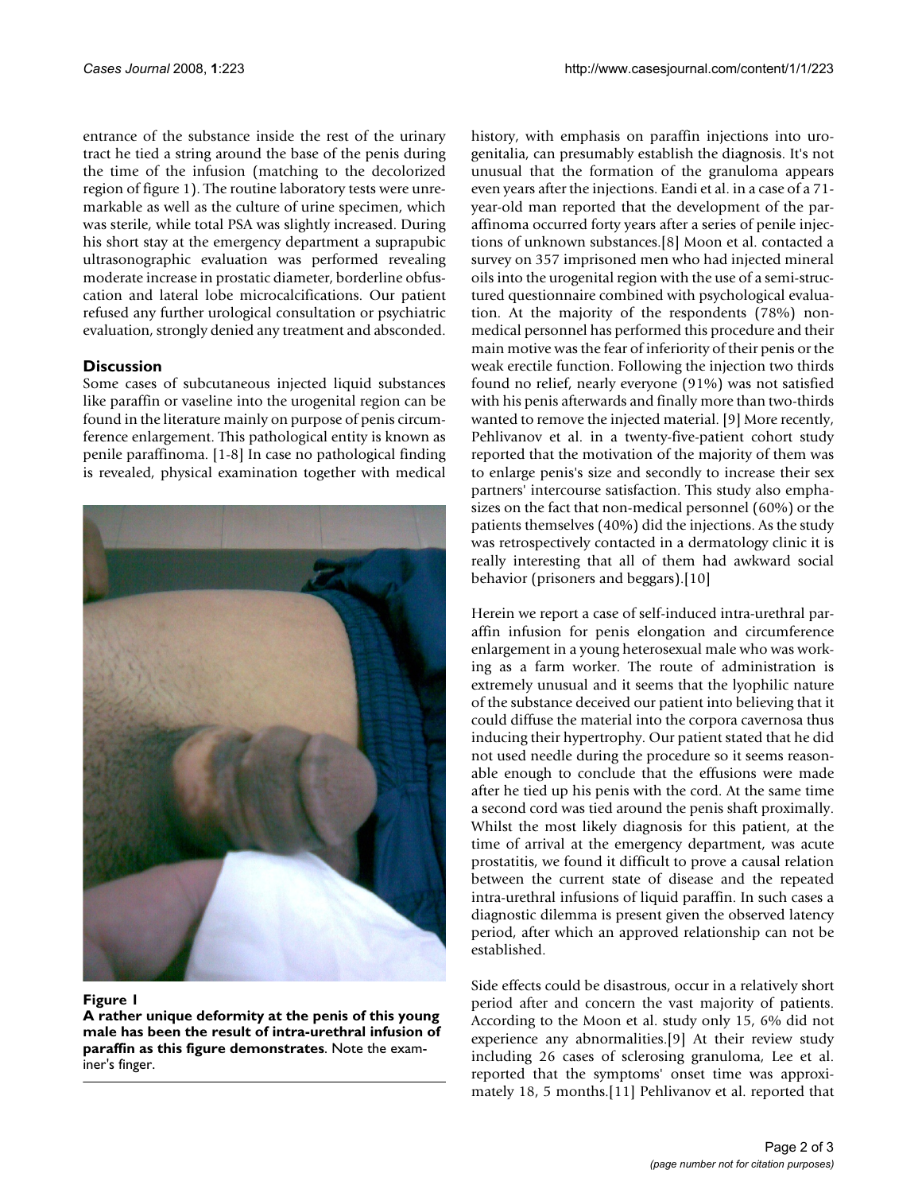entrance of the substance inside the rest of the urinary tract he tied a string around the base of the penis during the time of the infusion (matching to the decolorized region of figure 1). The routine laboratory tests were unremarkable as well as the culture of urine specimen, which was sterile, while total PSA was slightly increased. During his short stay at the emergency department a suprapubic ultrasonographic evaluation was performed revealing moderate increase in prostatic diameter, borderline obfuscation and lateral lobe microcalcifications. Our patient refused any further urological consultation or psychiatric evaluation, strongly denied any treatment and absconded.

## Discussion

Some cases of subcutaneous injected liquid substances like paraffin or vaseline into the urogenital region can be found in the literature mainly on purpose of penis circumference enlargement. This pathological entity is known as penile paraffinoma. [1-8] In case no pathological finding is revealed, physical examination together with medical history, with emphasis on paraffin injections into urogenitalia, can presumably establish the diagnosis. It's not unusual that the formation of the granuloma appears even years after the injections. Eandi et al. in a case of a 71-year-old man reported that the development of the paraffinoma occurred forty years after a series of penile injections of unknown substances.[8] Moon et al. contacted a survey on 357 imprisoned men who had injected mineral oils into the urogenital region with the use of a semi-structured questionnaire combined with psychological evaluation. At the majority of the respondents (78%) non-medical personnel has performed this procedure and their main motive was the fear of inferiority of their penis or the weak erectile function. Following the injection two thirds found no relief, nearly everyone (91%) was not satisfied with his penis afterwards and finally more than two-thirds wanted to remove the injected material. [9] More recently, Pehlivanov et al. in a twenty-five-patient cohort study reported that the motivation of the majority of them was to enlarge penis's size and secondly to increase their sex partners' intercourse satisfaction. This study also emphasizes on the fact that non-medical personnel (60%) or the patients themselves (40%) did the injections. As the study was retrospectively contacted in a dermatology clinic it is really interesting that all of them had awkward social behavior (prisoners and beggars).[10]

**Figure 1**
**A rather unique deformity at the penis of this young male has been the result of intra-urethral infusion of paraffin as this figure demonstrates**. Note the examiner's finger.

Herein we report a case of self-induced intra-urethral paraffin infusion for penis elongation and circumference enlargement in a young heterosexual male who was working as a farm worker. The route of administration is extremely unusual and it seems that the lyophilic nature of the substance deceived our patient into believing that it could diffuse the material into the corpora cavernosa thus inducing their hypertrophy. Our patient stated that he did not used needle during the procedure so it seems reasonable enough to conclude that the effusions were made after he tied up his penis with the cord. At the same time a second cord was tied around the penis shaft proximally. Whilst the most likely diagnosis for this patient, at the time of arrival at the emergency department, was acute prostatitis, we found it difficult to prove a causal relation between the current state of disease and the repeated intra-urethral infusions of liquid paraffin. In such cases a diagnostic dilemma is present given the observed latency period, after which an approved relationship can not be established.

Side effects could be disastrous, occur in a relatively short period after and concern the vast majority of patients. According to the Moon et al. study only 15, 6% did not experience any abnormalities.[9] At their review study including 26 cases of sclerosing granuloma, Lee et al. reported that the symptoms' onset time was approximately 18, 5 months.[11] Pehlivanov et al. reported that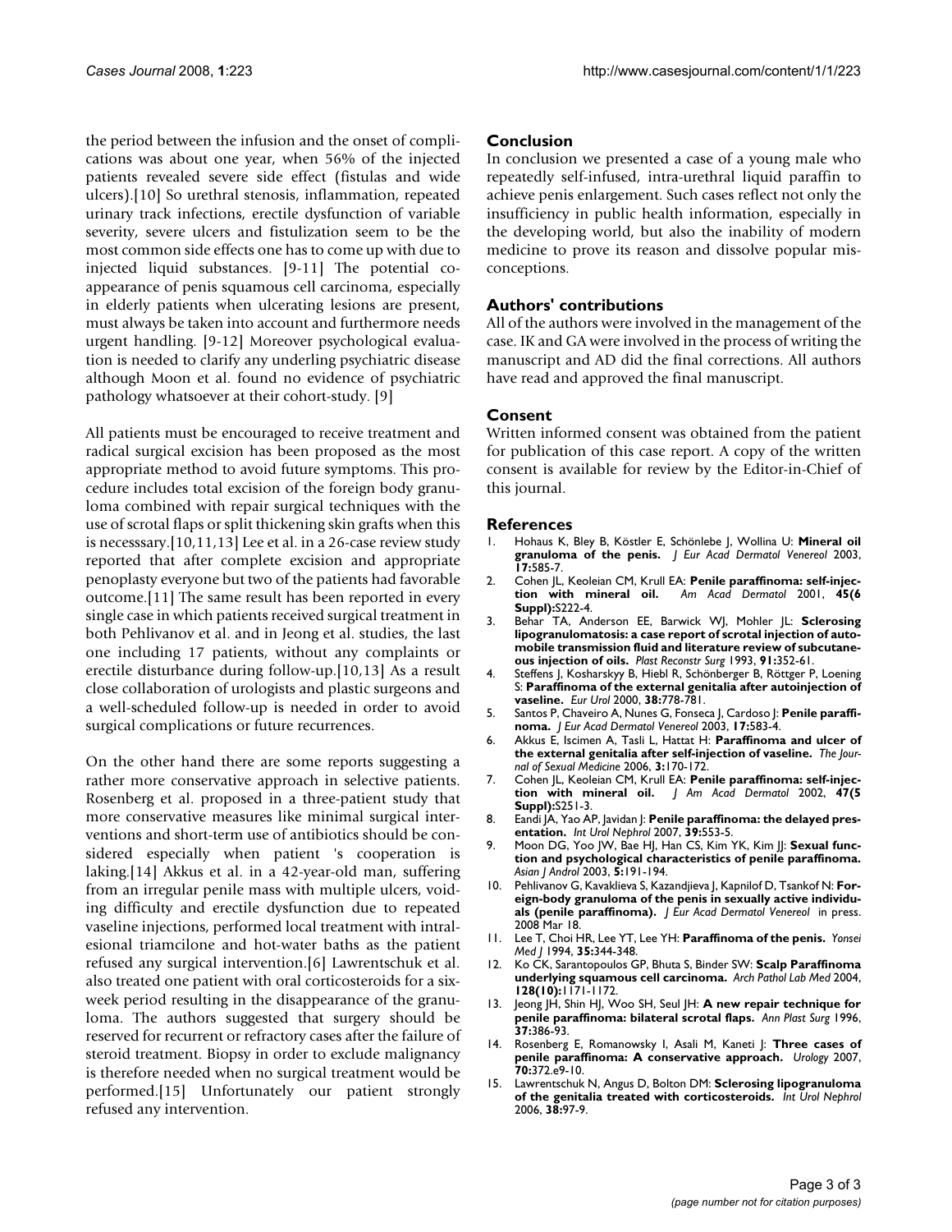the period between the infusion and the onset of complications was about one year, when 56% of the injected patients revealed severe side effect (fistulas and wide ulcers).[10] So urethral stenosis, inflammation, repeated urinary track infections, erectile dysfunction of variable severity, severe ulcers and fistulization seem to be the most common side effects one has to come up with due to injected liquid substances. [9-11] The potential co-appearance of penis squamous cell carcinoma, especially in elderly patients when ulcerating lesions are present, must always be taken into account and furthermore needs urgent handling. [9-12] Moreover psychological evaluation is needed to clarify any underling psychiatric disease although Moon et al. found no evidence of psychiatric pathology whatsoever at their cohort-study. [9]

All patients must be encouraged to receive treatment and radical surgical excision has been proposed as the most appropriate method to avoid future symptoms. This procedure includes total excision of the foreign body granuloma combined with repair surgical techniques with the use of scrotal flaps or split thickening skin grafts when this is necesssary.[10,11,13] Lee et al. in a 26-case review study reported that after complete excision and appropriate penoplasty everyone but two of the patients had favorable outcome.[11] The same result has been reported in every single case in which patients received surgical treatment in both Pehlivanov et al. and in Jeong et al. studies, the last one including 17 patients, without any complaints or erectile disturbance during follow-up.[10,13] As a result close collaboration of urologists and plastic surgeons and a well-scheduled follow-up is needed in order to avoid surgical complications or future recurrences.

On the other hand there are some reports suggesting a rather more conservative approach in selective patients. Rosenberg et al. proposed in a three-patient study that more conservative measures like minimal surgical interventions and short-term use of antibiotics should be considered especially when patient 's cooperation is laking.[14] Akkus et al. in a 42-year-old man, suffering from an irregular penile mass with multiple ulcers, voiding difficulty and erectile dysfunction due to repeated vaseline injections, performed local treatment with intralesional triamcilone and hot-water baths as the patient refused any surgical intervention.[6] Lawrentschuk et al. also treated one patient with oral corticosteroids for a six-week period resulting in the disappearance of the granuloma. The authors suggested that surgery should be reserved for recurrent or refractory cases after the failure of steroid treatment. Biopsy in order to exclude malignancy is therefore needed when no surgical treatment would be performed.[15] Unfortunately our patient strongly refused any intervention.

## Conclusion

In conclusion we presented a case of a young male who repeatedly self-infused, intra-urethral liquid paraffin to achieve penis enlargement. Such cases reflect not only the insufficiency in public health information, especially in the developing world, but also the inability of modern medicine to prove its reason and dissolve popular misconceptions.

## Authors' contributions

All of the authors were involved in the management of the case. IK and GA were involved in the process of writing the manuscript and AD did the final corrections. All authors have read and approved the final manuscript.

## Consent

Written informed consent was obtained from the patient for publication of this case report. A copy of the written consent is available for review by the Editor-in-Chief of this journal.

## References

1. Hohaus K, Bley B, Köstler E, Schönlebe J, Wollina U: **Mineral oil granuloma of the penis.** *J Eur Acad Dermatol Venereol* 2003, **17:**585-7.
2. Cohen JL, Keoleian CM, Krull EA: **Penile paraffinoma: self-injection with mineral oil.** *Am Acad Dermatol* 2001, **45(6 Suppl):**S222-4.
3. Behar TA, Anderson EE, Barwick WJ, Mohler JL: **Sclerosing lipogranulomatosis: a case report of scrotal injection of automobile transmission fluid and literature review of subcutaneous injection of oils.** *Plast Reconstr Surg* 1993, **91:**352-61.
4. Steffens J, Kosharskyy B, Hiebl R, Schönberger B, Röttger P, Loening S: **Paraffinoma of the external genitalia after autoinjection of vaseline.** *Eur Urol* 2000, **38:**778-781.
5. Santos P, Chaveiro A, Nunes G, Fonseca J, Cardoso J: **Penile paraffinoma.** *J Eur Acad Dermatol Venereol* 2003, **17:**583-4.
6. Akkus E, Iscimen A, Tasli L, Hattat H: **Paraffinoma and ulcer of the external genitalia after self-injection of vaseline.** *The Journal of Sexual Medicine* 2006, **3:**170-172.
7. Cohen JL, Keoleian CM, Krull EA: **Penile paraffinoma: self-injection with mineral oil.** *J Am Acad Dermatol* 2002, **47(5 Suppl):**S251-3.
8. Eandi JA, Yao AP, Javidan J: **Penile paraffinoma: the delayed presentation.** *Int Urol Nephrol* 2007, **39:**553-5.
9. Moon DG, Yoo JW, Bae HJ, Han CS, Kim YK, Kim JJ: **Sexual function and psychological characteristics of penile paraffinoma.** *Asian J Androl* 2003, **5:**191-194.
10. Pehlivanov G, Kavaklieva S, Kazandjieva J, Kapnilof D, Tsankof N: **Foreign-body granuloma of the penis in sexually active individuals (penile paraffinoma).** *J Eur Acad Dermatol Venereol* in press. 2008 Mar 18.
11. Lee T, Choi HR, Lee YT, Lee YH: **Paraffinoma of the penis.** *Yonsei Med J* 1994, **35:**344-348.
12. Ko CK, Sarantopoulos GP, Bhuta S, Binder SW: **Scalp Paraffinoma underlying squamous cell carcinoma.** *Arch Pathol Lab Med* 2004, **128(10):**1171-1172.
13. Jeong JH, Shin HJ, Woo SH, Seul JH: **A new repair technique for penile paraffinoma: bilateral scrotal flaps.** *Ann Plast Surg* 1996, **37:**386-93.
14. Rosenberg E, Romanowsky I, Asali M, Kaneti J: **Three cases of penile paraffinoma: A conservative approach.** *Urology* 2007, **70:**372.e9-10.
15. Lawrentschuk N, Angus D, Bolton DM: **Sclerosing lipogranuloma of the genitalia treated with corticosteroids.** *Int Urol Nephrol* 2006, **38:**97-9.